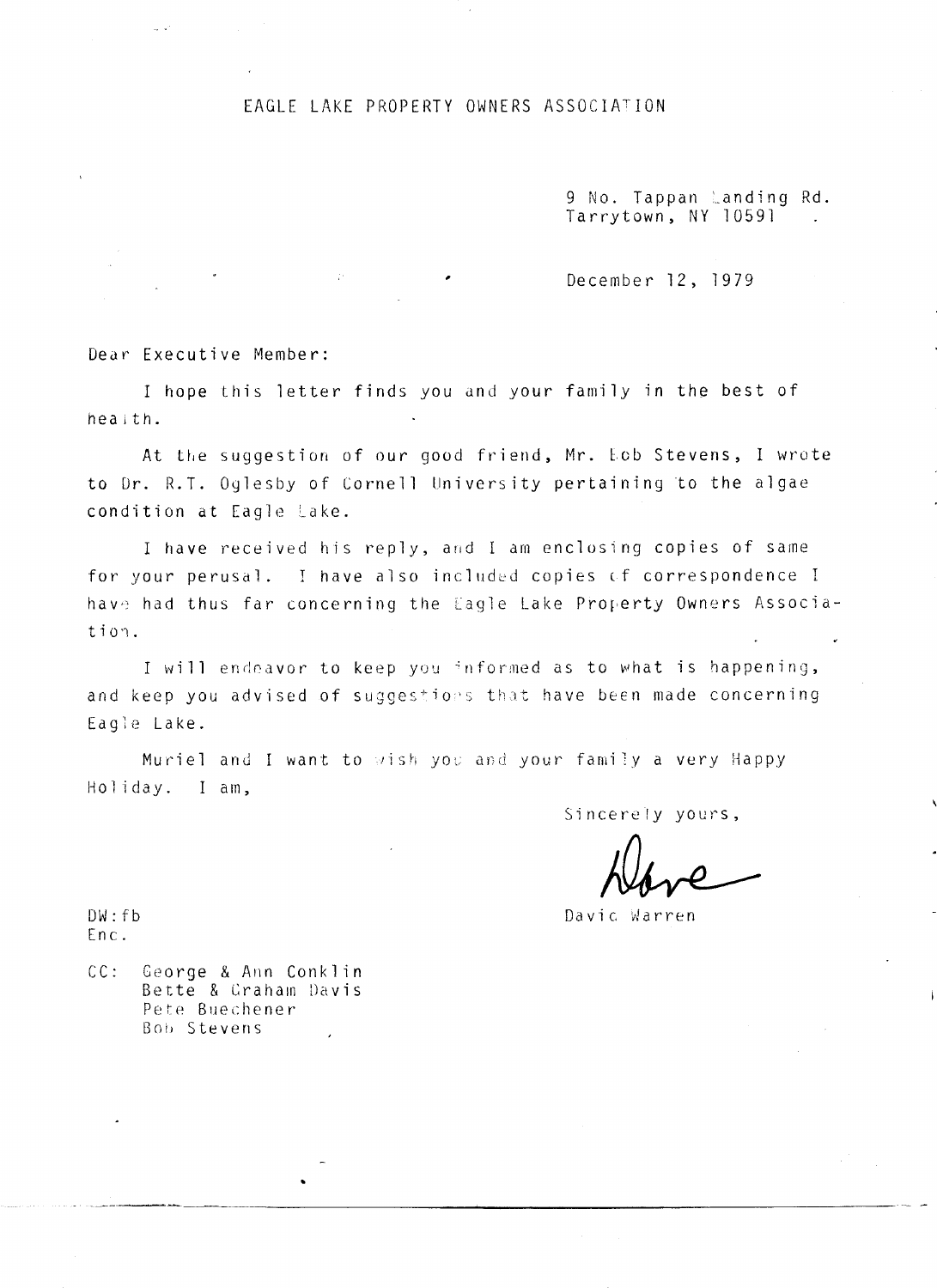EAGLE LAKE PROPERTY OWNERS ASSOCIATION

9 No. Tappan Landing Rd.
Tarrytown, NY 10591

December 12, 1979

Dear Executive Member:

I hope this letter finds you and your family in the best of health.

At the suggestion of our good friend, Mr. Bob Stevens, I wrote to Dr. R.T. Oglesby of Cornell University pertaining to the algae condition at Eagle Lake.

I have received his reply, and I am enclosing copies of same for your perusal. I have also included copies of correspondence I have had thus far concerning the Eagle Lake Property Owners Association.

I will endeavor to keep you informed as to what is happening, and keep you advised of suggestions that have been made concerning Eagle Lake.

Muriel and I want to wish you and your family a very Happy Holiday. I am,

Sincerely yours,

Dave

David Warren

DW:fb
Enc.

CC: George & Ann Conklin
Bette & Graham Davis
Pete Buechener
Bob Stevens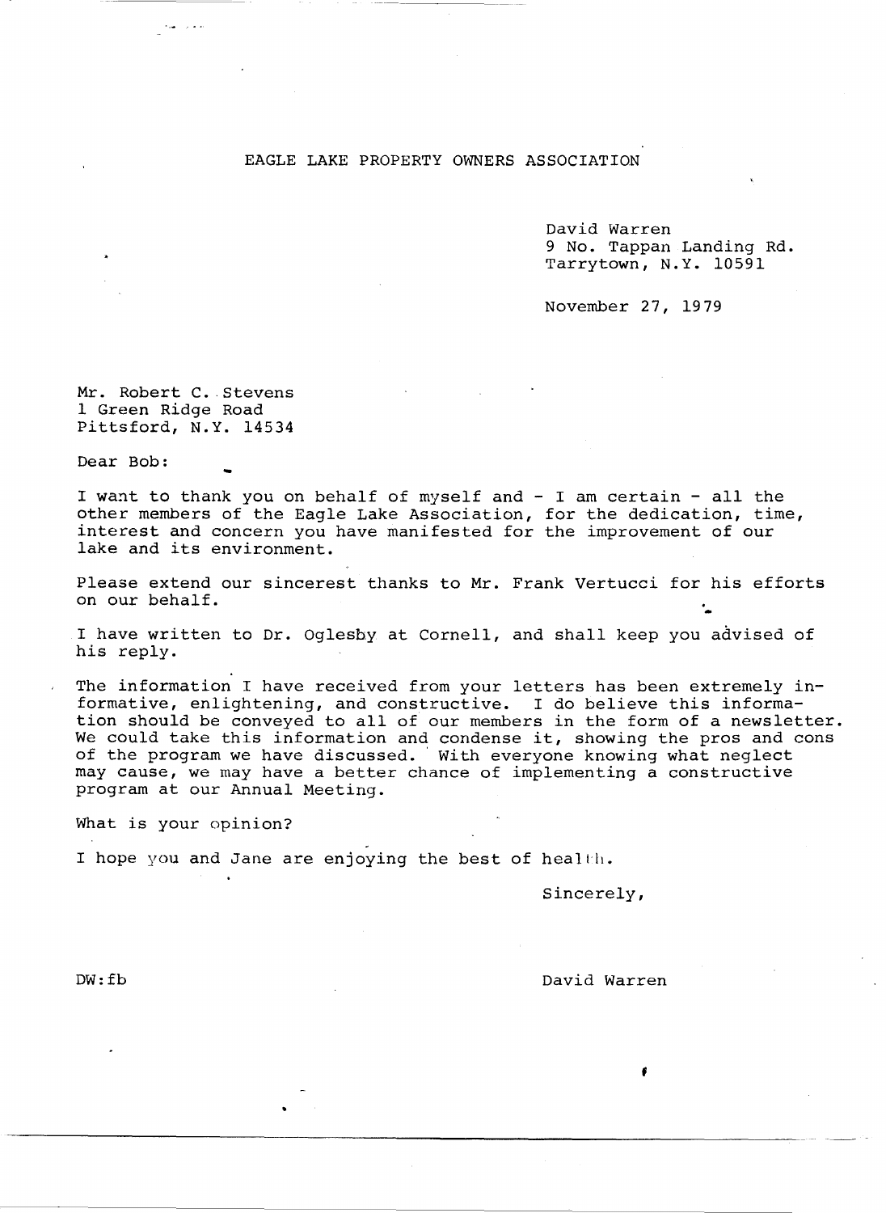EAGLE LAKE PROPERTY OWNERS ASSOCIATION

David Warren
9 No. Tappan Landing Rd.
Tarrytown, N.Y. 10591

November 27, 1979

Mr. Robert C. Stevens
1 Green Ridge Road
Pittsford, N.Y. 14534

Dear Bob:

I want to thank you on behalf of myself and - I am certain - all the other members of the Eagle Lake Association, for the dedication, time, interest and concern you have manifested for the improvement of our lake and its environment.

Please extend our sincerest thanks to Mr. Frank Vertucci for his efforts on our behalf.

I have written to Dr. Oglesby at Cornell, and shall keep you advised of his reply.

The information I have received from your letters has been extremely informative, enlightening, and constructive. I do believe this information should be conveyed to all of our members in the form of a newsletter. We could take this information and condense it, showing the pros and cons of the program we have discussed. With everyone knowing what neglect may cause, we may have a better chance of implementing a constructive program at our Annual Meeting.

What is your opinion?

I hope you and Jane are enjoying the best of health.

Sincerely,

David Warren

DW:fb